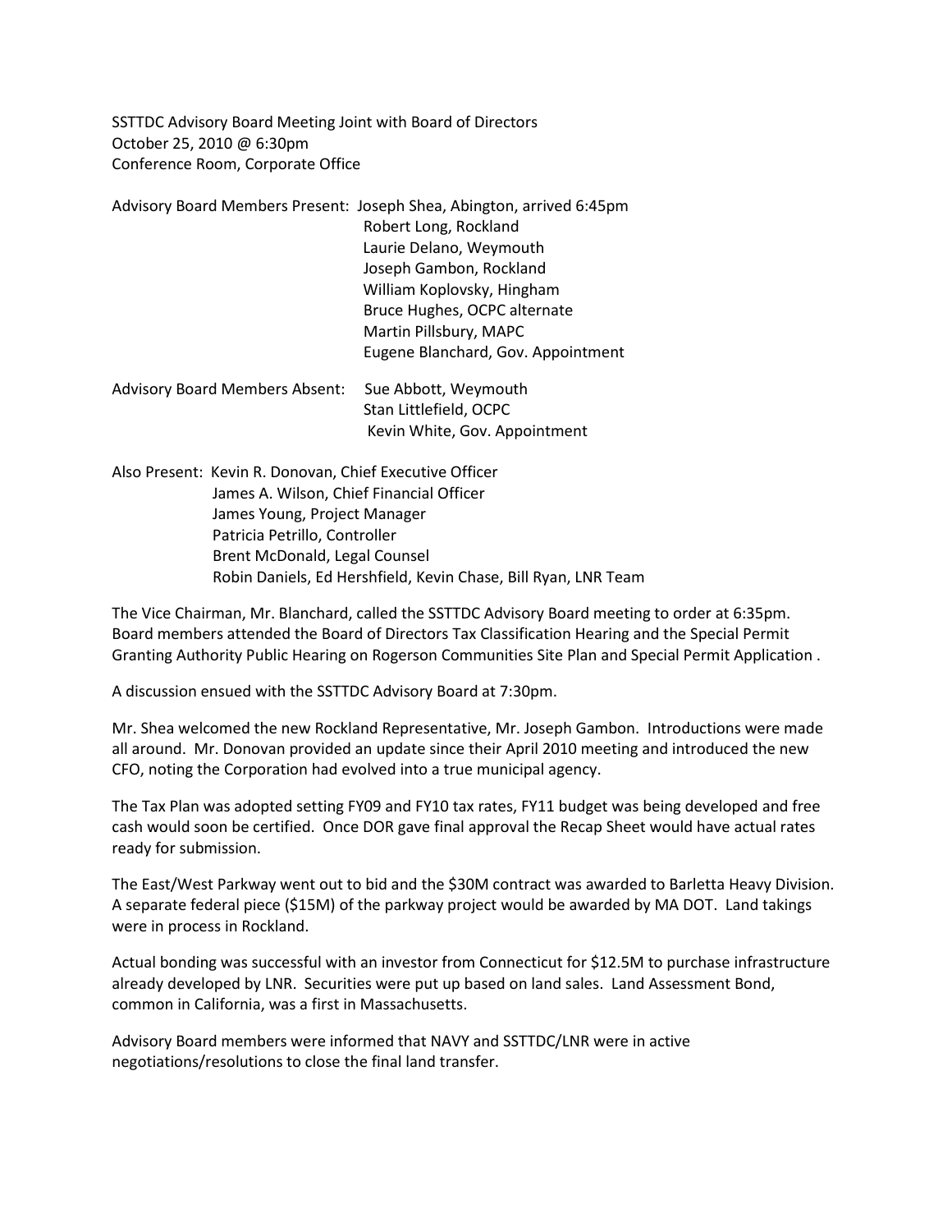SSTTDC Advisory Board Meeting Joint with Board of Directors
October 25, 2010 @ 6:30pm
Conference Room, Corporate Office

Advisory Board Members Present: Joseph Shea, Abington, arrived 6:45pm
Robert Long, Rockland
Laurie Delano, Weymouth
Joseph Gambon, Rockland
William Koplovsky, Hingham
Bruce Hughes, OCPC alternate
Martin Pillsbury, MAPC
Eugene Blanchard, Gov. Appointment

Advisory Board Members Absent: Sue Abbott, Weymouth
Stan Littlefield, OCPC
Kevin White, Gov. Appointment

Also Present: Kevin R. Donovan, Chief Executive Officer
James A. Wilson, Chief Financial Officer
James Young, Project Manager
Patricia Petrillo, Controller
Brent McDonald, Legal Counsel
Robin Daniels, Ed Hershfield, Kevin Chase, Bill Ryan, LNR Team

The Vice Chairman, Mr. Blanchard, called the SSTTDC Advisory Board meeting to order at 6:35pm. Board members attended the Board of Directors Tax Classification Hearing and the Special Permit Granting Authority Public Hearing on Rogerson Communities Site Plan and Special Permit Application .

A discussion ensued with the SSTTDC Advisory Board at 7:30pm.

Mr. Shea welcomed the new Rockland Representative, Mr. Joseph Gambon. Introductions were made all around. Mr. Donovan provided an update since their April 2010 meeting and introduced the new CFO, noting the Corporation had evolved into a true municipal agency.

The Tax Plan was adopted setting FY09 and FY10 tax rates, FY11 budget was being developed and free cash would soon be certified. Once DOR gave final approval the Recap Sheet would have actual rates ready for submission.

The East/West Parkway went out to bid and the $30M contract was awarded to Barletta Heavy Division. A separate federal piece ($15M) of the parkway project would be awarded by MA DOT. Land takings were in process in Rockland.

Actual bonding was successful with an investor from Connecticut for $12.5M to purchase infrastructure already developed by LNR. Securities were put up based on land sales. Land Assessment Bond, common in California, was a first in Massachusetts.

Advisory Board members were informed that NAVY and SSTTDC/LNR were in active negotiations/resolutions to close the final land transfer.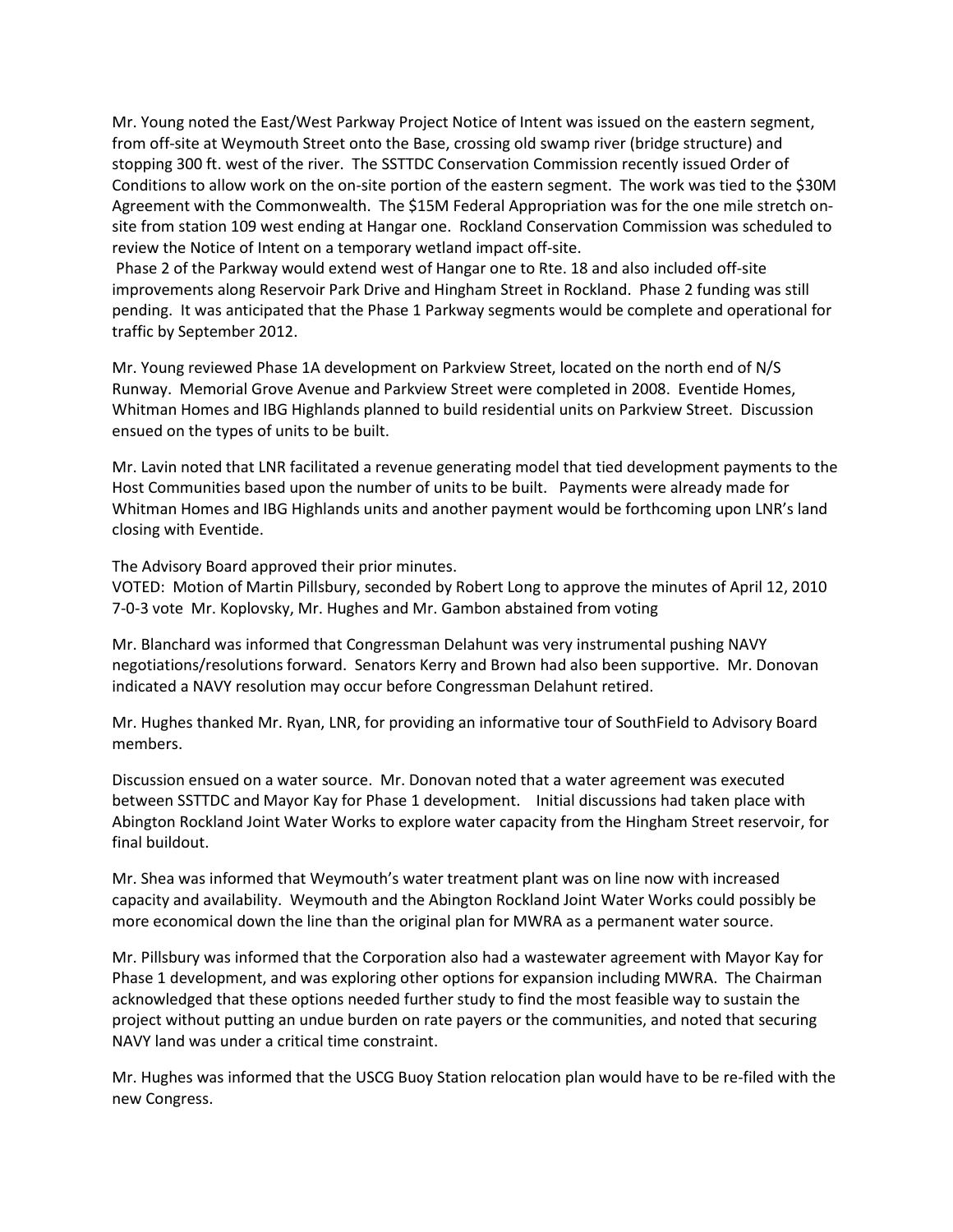Mr. Young noted the East/West Parkway Project Notice of Intent was issued on the eastern segment, from off-site at Weymouth Street onto the Base, crossing old swamp river (bridge structure) and stopping 300 ft. west of the river. The SSTTDC Conservation Commission recently issued Order of Conditions to allow work on the on-site portion of the eastern segment. The work was tied to the $30M Agreement with the Commonwealth. The $15M Federal Appropriation was for the one mile stretch on-site from station 109 west ending at Hangar one. Rockland Conservation Commission was scheduled to review the Notice of Intent on a temporary wetland impact off-site.

Phase 2 of the Parkway would extend west of Hangar one to Rte. 18 and also included off-site improvements along Reservoir Park Drive and Hingham Street in Rockland. Phase 2 funding was still pending. It was anticipated that the Phase 1 Parkway segments would be complete and operational for traffic by September 2012.

Mr. Young reviewed Phase 1A development on Parkview Street, located on the north end of N/S Runway. Memorial Grove Avenue and Parkview Street were completed in 2008. Eventide Homes, Whitman Homes and IBG Highlands planned to build residential units on Parkview Street. Discussion ensued on the types of units to be built.

Mr. Lavin noted that LNR facilitated a revenue generating model that tied development payments to the Host Communities based upon the number of units to be built. Payments were already made for Whitman Homes and IBG Highlands units and another payment would be forthcoming upon LNR's land closing with Eventide.

The Advisory Board approved their prior minutes.
VOTED: Motion of Martin Pillsbury, seconded by Robert Long to approve the minutes of April 12, 2010 7-0-3 vote Mr. Koplovsky, Mr. Hughes and Mr. Gambon abstained from voting

Mr. Blanchard was informed that Congressman Delahunt was very instrumental pushing NAVY negotiations/resolutions forward. Senators Kerry and Brown had also been supportive. Mr. Donovan indicated a NAVY resolution may occur before Congressman Delahunt retired.

Mr. Hughes thanked Mr. Ryan, LNR, for providing an informative tour of SouthField to Advisory Board members.

Discussion ensued on a water source. Mr. Donovan noted that a water agreement was executed between SSTTDC and Mayor Kay for Phase 1 development. Initial discussions had taken place with Abington Rockland Joint Water Works to explore water capacity from the Hingham Street reservoir, for final buildout.

Mr. Shea was informed that Weymouth's water treatment plant was on line now with increased capacity and availability. Weymouth and the Abington Rockland Joint Water Works could possibly be more economical down the line than the original plan for MWRA as a permanent water source.

Mr. Pillsbury was informed that the Corporation also had a wastewater agreement with Mayor Kay for Phase 1 development, and was exploring other options for expansion including MWRA. The Chairman acknowledged that these options needed further study to find the most feasible way to sustain the project without putting an undue burden on rate payers or the communities, and noted that securing NAVY land was under a critical time constraint.

Mr. Hughes was informed that the USCG Buoy Station relocation plan would have to be re-filed with the new Congress.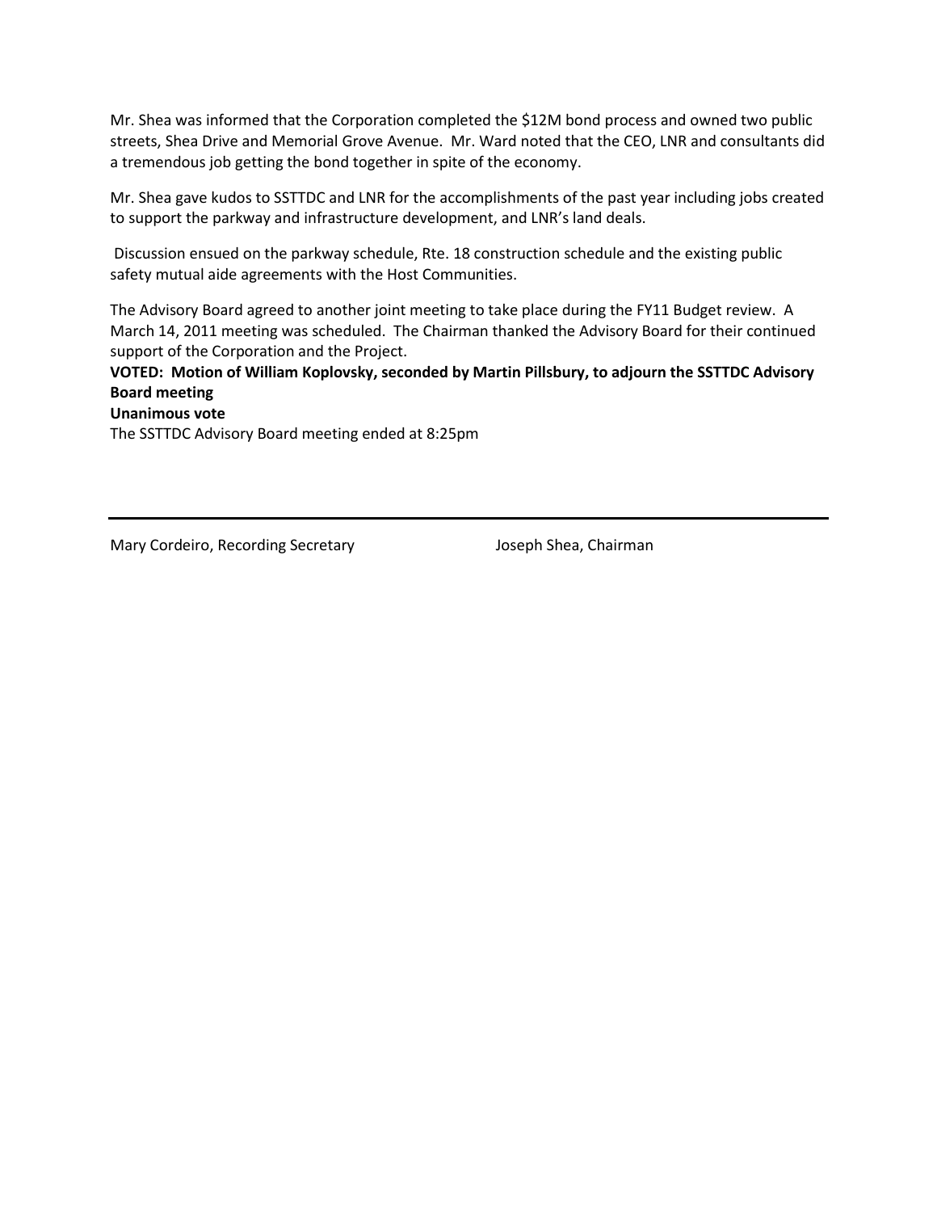Mr. Shea was informed that the Corporation completed the $12M bond process and owned two public streets, Shea Drive and Memorial Grove Avenue. Mr. Ward noted that the CEO, LNR and consultants did a tremendous job getting the bond together in spite of the economy.

Mr. Shea gave kudos to SSTTDC and LNR for the accomplishments of the past year including jobs created to support the parkway and infrastructure development, and LNR's land deals.

Discussion ensued on the parkway schedule, Rte. 18 construction schedule and the existing public safety mutual aide agreements with the Host Communities.

The Advisory Board agreed to another joint meeting to take place during the FY11 Budget review. A March 14, 2011 meeting was scheduled. The Chairman thanked the Advisory Board for their continued support of the Corporation and the Project.

**VOTED: Motion of William Koplovsky, seconded by Martin Pillsbury, to adjourn the SSTTDC Advisory Board meeting**

**Unanimous vote**

The SSTTDC Advisory Board meeting ended at 8:25pm

---

Mary Cordeiro, Recording Secretary

Joseph Shea, Chairman